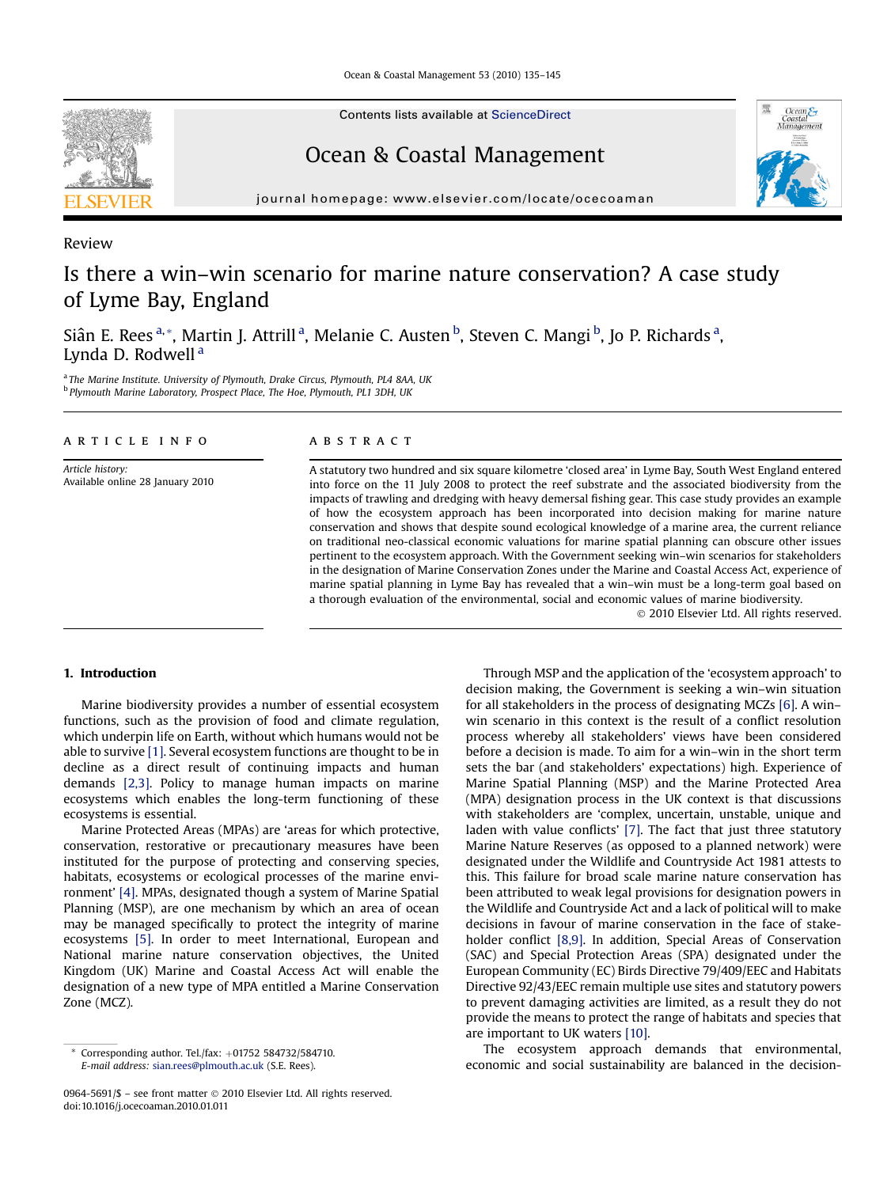Review

# Is there a win–win scenario for marine nature conservation? A case study of Lyme Bay, England

Siân E. Rees [a,*], Martin J. Attrill [a], Melanie C. Austen [b], Steven C. Mangi [b], Jo P. Richards [a], Lynda D. Rodwell [a]

[a] The Marine Institute. University of Plymouth, Drake Circus, Plymouth, PL4 8AA, UK
[b] Plymouth Marine Laboratory, Prospect Place, The Hoe, Plymouth, PL1 3DH, UK

**ARTICLE INFO**

*Article history:*
Available online 28 January 2010

**ABSTRACT**

A statutory two hundred and six square kilometre 'closed area' in Lyme Bay, South West England entered into force on the 11 July 2008 to protect the reef substrate and the associated biodiversity from the impacts of trawling and dredging with heavy demersal fishing gear. This case study provides an example of how the ecosystem approach has been incorporated into decision making for marine nature conservation and shows that despite sound ecological knowledge of a marine area, the current reliance on traditional neo-classical economic valuations for marine spatial planning can obscure other issues pertinent to the ecosystem approach. With the Government seeking win–win scenarios for stakeholders in the designation of Marine Conservation Zones under the Marine and Coastal Access Act, experience of marine spatial planning in Lyme Bay has revealed that a win–win must be a long-term goal based on a thorough evaluation of the environmental, social and economic values of marine biodiversity.

© 2010 Elsevier Ltd. All rights reserved.

## 1. Introduction

Marine biodiversity provides a number of essential ecosystem functions, such as the provision of food and climate regulation, which underpin life on Earth, without which humans would not be able to survive [1]. Several ecosystem functions are thought to be in decline as a direct result of continuing impacts and human demands [2,3]. Policy to manage human impacts on marine ecosystems which enables the long-term functioning of these ecosystems is essential.

Marine Protected Areas (MPAs) are 'areas for which protective, conservation, restorative or precautionary measures have been instituted for the purpose of protecting and conserving species, habitats, ecosystems or ecological processes of the marine environment' [4]. MPAs, designated though a system of Marine Spatial Planning (MSP), are one mechanism by which an area of ocean may be managed specifically to protect the integrity of marine ecosystems [5]. In order to meet International, European and National marine nature conservation objectives, the United Kingdom (UK) Marine and Coastal Access Act will enable the designation of a new type of MPA entitled a Marine Conservation Zone (MCZ).

Through MSP and the application of the 'ecosystem approach' to decision making, the Government is seeking a win–win situation for all stakeholders in the process of designating MCZs [6]. A win–win scenario in this context is the result of a conflict resolution process whereby all stakeholders' views have been considered before a decision is made. To aim for a win–win in the short term sets the bar (and stakeholders' expectations) high. Experience of Marine Spatial Planning (MSP) and the Marine Protected Area (MPA) designation process in the UK context is that discussions with stakeholders are 'complex, uncertain, unstable, unique and laden with value conflicts' [7]. The fact that just three statutory Marine Nature Reserves (as opposed to a planned network) were designated under the Wildlife and Countryside Act 1981 attests to this. This failure for broad scale marine nature conservation has been attributed to weak legal provisions for designation powers in the Wildlife and Countryside Act and a lack of political will to make decisions in favour of marine conservation in the face of stakeholder conflict [8,9]. In addition, Special Areas of Conservation (SAC) and Special Protection Areas (SPA) designated under the European Community (EC) Birds Directive 79/409/EEC and Habitats Directive 92/43/EEC remain multiple use sites and statutory powers to prevent damaging activities are limited, as a result they do not provide the means to protect the range of habitats and species that are important to UK waters [10].

The ecosystem approach demands that environmental, economic and social sustainability are balanced in the decision-

* Corresponding author. Tel./fax: +01752 584732/584710.
E-mail address: sian.rees@plmouth.ac.uk (S.E. Rees).

0964-5691/$ – see front matter © 2010 Elsevier Ltd. All rights reserved.
doi:10.1016/j.ocecoaman.2010.01.011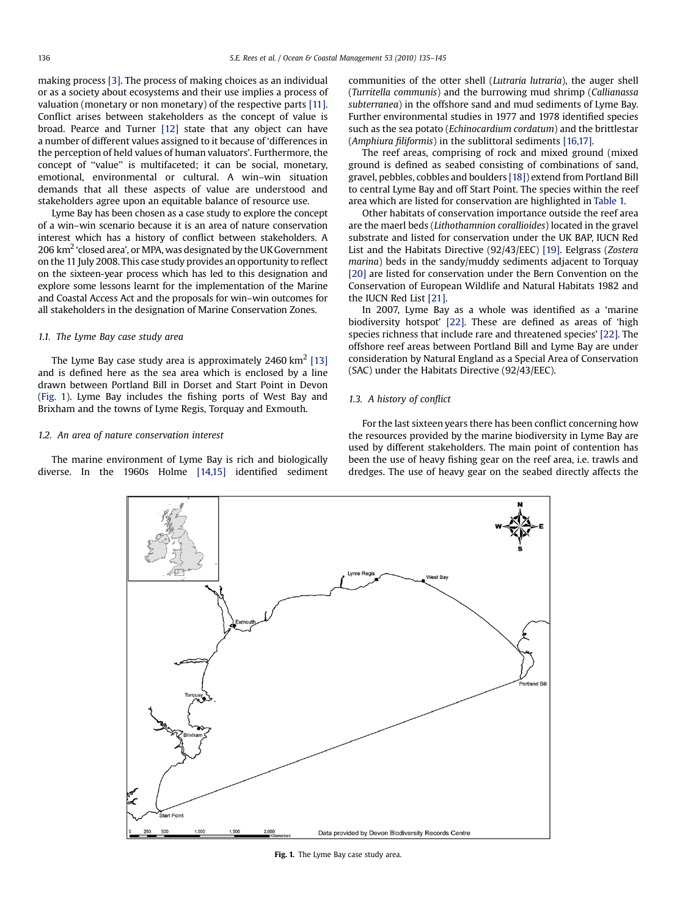making process [3]. The process of making choices as an individual or as a society about ecosystems and their use implies a process of valuation (monetary or non monetary) of the respective parts [11]. Conflict arises between stakeholders as the concept of value is broad. Pearce and Turner [12] state that any object can have a number of different values assigned to it because of 'differences in the perception of held values of human valuators'. Furthermore, the concept of "value" is multifaceted; it can be social, monetary, emotional, environmental or cultural. A win–win situation demands that all these aspects of value are understood and stakeholders agree upon an equitable balance of resource use.

Lyme Bay has been chosen as a case study to explore the concept of a win–win scenario because it is an area of nature conservation interest which has a history of conflict between stakeholders. A 206 km$^2$ 'closed area', or MPA, was designated by the UK Government on the 11 July 2008. This case study provides an opportunity to reflect on the sixteen-year process which has led to this designation and explore some lessons learnt for the implementation of the Marine and Coastal Access Act and the proposals for win–win outcomes for all stakeholders in the designation of Marine Conservation Zones.

### 1.1. The Lyme Bay case study area

The Lyme Bay case study area is approximately 2460 km$^2$ [13] and is defined here as the sea area which is enclosed by a line drawn between Portland Bill in Dorset and Start Point in Devon (Fig. 1). Lyme Bay includes the fishing ports of West Bay and Brixham and the towns of Lyme Regis, Torquay and Exmouth.

### 1.2. An area of nature conservation interest

The marine environment of Lyme Bay is rich and biologically diverse. In the 1960s Holme [14,15] identified sediment communities of the otter shell (*Lutraria lutraria*), the auger shell (*Turritella communis*) and the burrowing mud shrimp (*Callianassa subterranea*) in the offshore sand and mud sediments of Lyme Bay. Further environmental studies in 1977 and 1978 identified species such as the sea potato (*Echinocardium cordatum*) and the brittlestar (*Amphiura filiformis*) in the sublittoral sediments [16,17].

The reef areas, comprising of rock and mixed ground (mixed ground is defined as seabed consisting of combinations of sand, gravel, pebbles, cobbles and boulders [18]) extend from Portland Bill to central Lyme Bay and off Start Point. The species within the reef area which are listed for conservation are highlighted in Table 1.

Other habitats of conservation importance outside the reef area are the maerl beds (*Lithothamnion corallioides*) located in the gravel substrate and listed for conservation under the UK BAP, IUCN Red List and the Habitats Directive (92/43/EEC) [19]. Eelgrass (*Zostera marina*) beds in the sandy/muddy sediments adjacent to Torquay [20] are listed for conservation under the Bern Convention on the Conservation of European Wildlife and Natural Habitats 1982 and the IUCN Red List [21].

In 2007, Lyme Bay as a whole was identified as a 'marine biodiversity hotspot' [22]. These are defined as areas of 'high species richness that include rare and threatened species' [22]. The offshore reef areas between Portland Bill and Lyme Bay are under consideration by Natural England as a Special Area of Conservation (SAC) under the Habitats Directive (92/43/EEC).

### 1.3. A history of conflict

For the last sixteen years there has been conflict concerning how the resources provided by the marine biodiversity in Lyme Bay are used by different stakeholders. The main point of contention has been the use of heavy fishing gear on the reef area, i.e. trawls and dredges. The use of heavy gear on the seabed directly affects the

**Fig. 1.** The Lyme Bay case study area.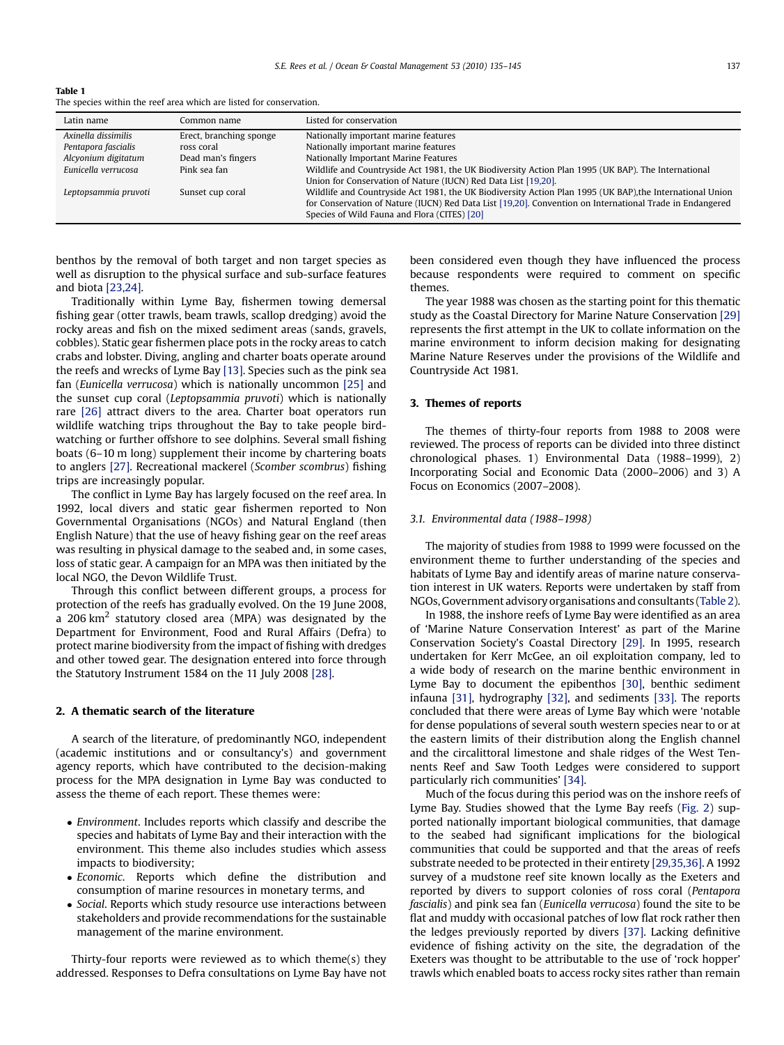**Table 1**
The species within the reef area which are listed for conservation.

| Latin name | Common name | Listed for conservation |
|---|---|---|
| *Axinella dissimilis* | Erect, branching sponge | Nationally important marine features |
| *Pentapora fascialis* | ross coral | Nationally important marine features |
| *Alcyonium digitatum* | Dead man's fingers | Nationally Important Marine Features |
| *Eunicella verrucosa* | Pink sea fan | Wildlife and Countryside Act 1981, the UK Biodiversity Action Plan 1995 (UK BAP). The International Union for Conservation of Nature (IUCN) Red Data List [19,20]. |
| *Leptopsammia pruvoti* | Sunset cup coral | Wildlife and Countryside Act 1981, the UK Biodiversity Action Plan 1995 (UK BAP),the International Union for Conservation of Nature (IUCN) Red Data List [19,20]. Convention on International Trade in Endangered Species of Wild Fauna and Flora (CITES) [20] |

benthos by the removal of both target and non target species as well as disruption to the physical surface and sub-surface features and biota [23,24].

Traditionally within Lyme Bay, fishermen towing demersal fishing gear (otter trawls, beam trawls, scallop dredging) avoid the rocky areas and fish on the mixed sediment areas (sands, gravels, cobbles). Static gear fishermen place pots in the rocky areas to catch crabs and lobster. Diving, angling and charter boats operate around the reefs and wrecks of Lyme Bay [13]. Species such as the pink sea fan (*Eunicella verrucosa*) which is nationally uncommon [25] and the sunset cup coral (*Leptopsammia pruvoti*) which is nationally rare [26] attract divers to the area. Charter boat operators run wildlife watching trips throughout the Bay to take people bird-watching or further offshore to see dolphins. Several small fishing boats (6–10 m long) supplement their income by chartering boats to anglers [27]. Recreational mackerel (*Scomber scombrus*) fishing trips are increasingly popular.

The conflict in Lyme Bay has largely focused on the reef area. In 1992, local divers and static gear fishermen reported to Non Governmental Organisations (NGOs) and Natural England (then English Nature) that the use of heavy fishing gear on the reef areas was resulting in physical damage to the seabed and, in some cases, loss of static gear. A campaign for an MPA was then initiated by the local NGO, the Devon Wildlife Trust.

Through this conflict between different groups, a process for protection of the reefs has gradually evolved. On the 19 June 2008, a 206 km$^2$ statutory closed area (MPA) was designated by the Department for Environment, Food and Rural Affairs (Defra) to protect marine biodiversity from the impact of fishing with dredges and other towed gear. The designation entered into force through the Statutory Instrument 1584 on the 11 July 2008 [28].

## 2. A thematic search of the literature

A search of the literature, of predominantly NGO, independent (academic institutions and or consultancy's) and government agency reports, which have contributed to the decision-making process for the MPA designation in Lyme Bay was conducted to assess the theme of each report. These themes were:

- *Environment*. Includes reports which classify and describe the species and habitats of Lyme Bay and their interaction with the environment. This theme also includes studies which assess impacts to biodiversity;
- *Economic*. Reports which define the distribution and consumption of marine resources in monetary terms, and
- *Social*. Reports which study resource use interactions between stakeholders and provide recommendations for the sustainable management of the marine environment.

Thirty-four reports were reviewed as to which theme(s) they addressed. Responses to Defra consultations on Lyme Bay have not been considered even though they have influenced the process because respondents were required to comment on specific themes.

The year 1988 was chosen as the starting point for this thematic study as the Coastal Directory for Marine Nature Conservation [29] represents the first attempt in the UK to collate information on the marine environment to inform decision making for designating Marine Nature Reserves under the provisions of the Wildlife and Countryside Act 1981.

## 3. Themes of reports

The themes of thirty-four reports from 1988 to 2008 were reviewed. The process of reports can be divided into three distinct chronological phases. 1) Environmental Data (1988–1999), 2) Incorporating Social and Economic Data (2000–2006) and 3) A Focus on Economics (2007–2008).

### 3.1. Environmental data (1988–1998)

The majority of studies from 1988 to 1999 were focussed on the environment theme to further understanding of the species and habitats of Lyme Bay and identify areas of marine nature conservation interest in UK waters. Reports were undertaken by staff from NGOs, Government advisory organisations and consultants (Table 2).

In 1988, the inshore reefs of Lyme Bay were identified as an area of 'Marine Nature Conservation Interest' as part of the Marine Conservation Society's Coastal Directory [29]. In 1995, research undertaken for Kerr McGee, an oil exploitation company, led to a wide body of research on the marine benthic environment in Lyme Bay to document the epibenthos [30], benthic sediment infauna [31], hydrography [32], and sediments [33]. The reports concluded that there were areas of Lyme Bay which were 'notable for dense populations of several south western species near to or at the eastern limits of their distribution along the English channel and the circalittoral limestone and shale ridges of the West Tennents Reef and Saw Tooth Ledges were considered to support particularly rich communities' [34].

Much of the focus during this period was on the inshore reefs of Lyme Bay. Studies showed that the Lyme Bay reefs (Fig. 2) supported nationally important biological communities, that damage to the seabed had significant implications for the biological communities that could be supported and that the areas of reefs substrate needed to be protected in their entirety [29,35,36]. A 1992 survey of a mudstone reef site known locally as the Exeters and reported by divers to support colonies of ross coral (*Pentapora fascialis*) and pink sea fan (*Eunicella verrucosa*) found the site to be flat and muddy with occasional patches of low flat rock rather then the ledges previously reported by divers [37]. Lacking definitive evidence of fishing activity on the site, the degradation of the Exeters was thought to be attributable to the use of 'rock hopper' trawls which enabled boats to access rocky sites rather than remain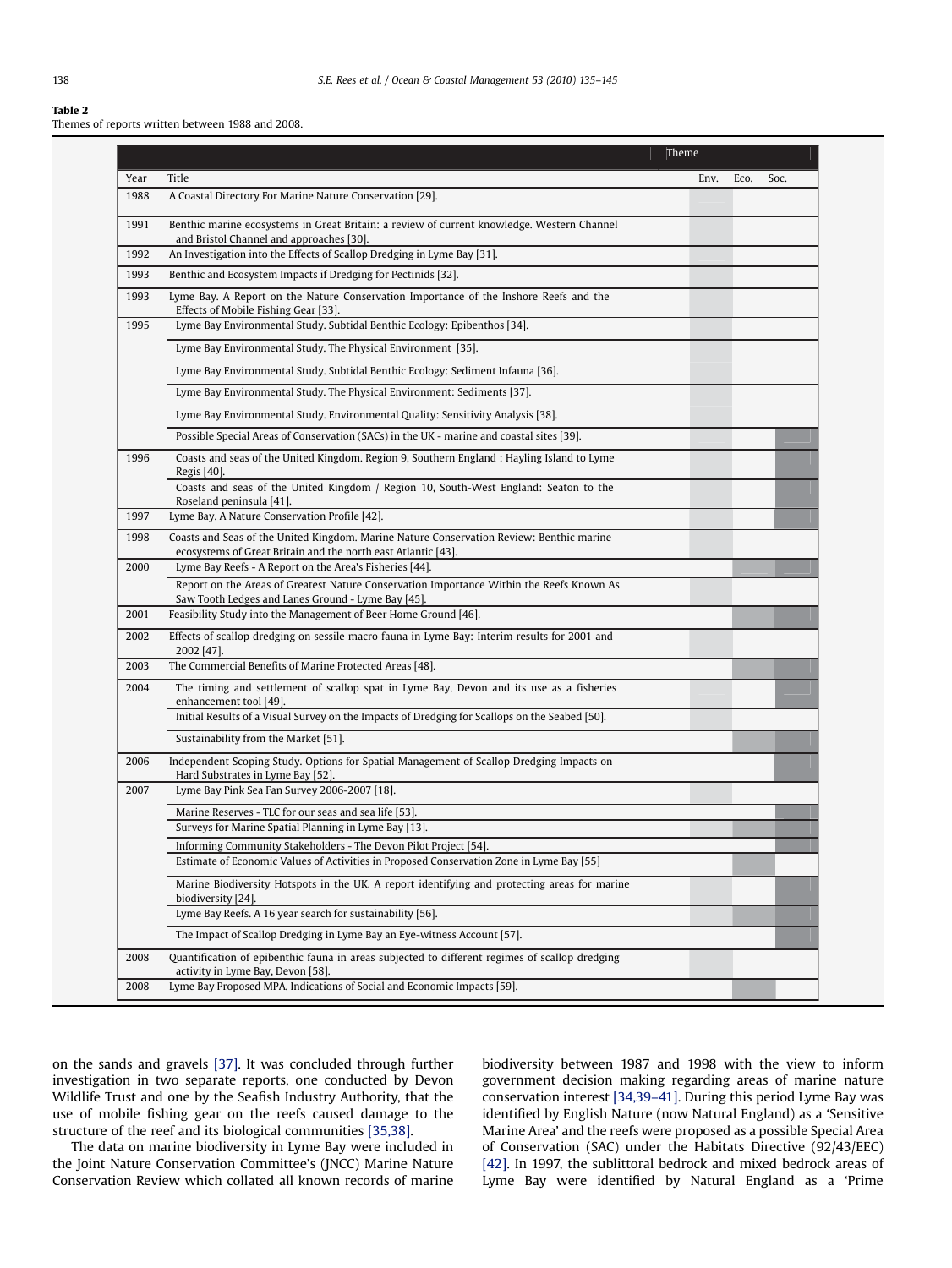**Table 2**
Themes of reports written between 1988 and 2008.

| Year | Title | Theme | | |
|---|---|---|---|---|
| | | Env. | Eco. | Soc. |
| 1988 | A Coastal Directory For Marine Nature Conservation [29]. | X | | |
| 1991 | Benthic marine ecosystems in Great Britain: a review of current knowledge. Western Channel and Bristol Channel and approaches [30]. | X | | |
| 1992 | An Investigation into the Effects of Scallop Dredging in Lyme Bay [31]. | X | | |
| 1993 | Benthic and Ecosystem Impacts if Dredging for Pectinids [32]. | X | | |
| 1993 | Lyme Bay. A Report on the Nature Conservation Importance of the Inshore Reefs and the Effects of Mobile Fishing Gear [33]. | X | | |
| 1995 | Lyme Bay Environmental Study. Subtidal Benthic Ecology: Epibenthos [34]. | X | | |
| | Lyme Bay Environmental Study. The Physical Environment [35]. | X | | |
| | Lyme Bay Environmental Study. Subtidal Benthic Ecology: Sediment Infauna [36]. | X | | |
| | Lyme Bay Environmental Study. The Physical Environment: Sediments [37]. | X | | |
| | Lyme Bay Environmental Study. Environmental Quality: Sensitivity Analysis [38]. | X | | |
| | Possible Special Areas of Conservation (SACs) in the UK - marine and coastal sites [39]. | X | | X |
| 1996 | Coasts and seas of the United Kingdom. Region 9, Southern England : Hayling Island to Lyme Regis [40]. | X | | X |
| | Coasts and seas of the United Kingdom / Region 10, South-West England: Seaton to the Roseland peninsula [41]. | X | | X |
| 1997 | Lyme Bay. A Nature Conservation Profile [42]. | X | | X |
| 1998 | Coasts and Seas of the United Kingdom. Marine Nature Conservation Review: Benthic marine ecosystems of Great Britain and the north east Atlantic [43]. | X | | |
| 2000 | Lyme Bay Reefs - A Report on the Area's Fisheries [44]. | X | X | X |
| | Report on the Areas of Greatest Nature Conservation Importance Within the Reefs Known As Saw Tooth Ledges and Lanes Ground - Lyme Bay [45]. | X | | |
| 2001 | Feasibility Study into the Management of Beer Home Ground [46]. | X | X | X |
| 2002 | Effects of scallop dredging on sessile macro fauna in Lyme Bay: Interim results for 2001 and 2002 [47]. | X | | |
| 2003 | The Commercial Benefits of Marine Protected Areas [48]. | X | X | X |
| 2004 | The timing and settlement of scallop spat in Lyme Bay, Devon and its use as a fisheries enhancement tool [49]. | X | | X |
| | Initial Results of a Visual Survey on the Impacts of Dredging for Scallops on the Seabed [50]. | X | | |
| | Sustainability from the Market [51]. | X | X | X |
| 2006 | Independent Scoping Study. Options for Spatial Management of Scallop Dredging Impacts on Hard Substrates in Lyme Bay [52]. | X | X | X |
| 2007 | Lyme Bay Pink Sea Fan Survey 2006-2007 [18]. | X | | |
| | Marine Reserves - TLC for our seas and sea life [53]. | X | | X |
| | Surveys for Marine Spatial Planning in Lyme Bay [13]. | X | X | X |
| | Informing Community Stakeholders - The Devon Pilot Project [54]. | | | X |
| | Estimate of Economic Values of Activities in Proposed Conservation Zone in Lyme Bay [55] | | X | |
| | Marine Biodiversity Hotspots in the UK. A report identifying and protecting areas for marine biodiversity [24]. | X | | X |
| | Lyme Bay Reefs. A 16 year search for sustainability [56]. | X | X | X |
| | The Impact of Scallop Dredging in Lyme Bay an Eye-witness Account [57]. | X | | X |
| 2008 | Quantification of epibenthic fauna in areas subjected to different regimes of scallop dredging activity in Lyme Bay, Devon [58]. | X | | |
| 2008 | Lyme Bay Proposed MPA. Indications of Social and Economic Impacts [59]. | | X | X |

on the sands and gravels [37]. It was concluded through further investigation in two separate reports, one conducted by Devon Wildlife Trust and one by the Seafish Industry Authority, that the use of mobile fishing gear on the reefs caused damage to the structure of the reef and its biological communities [35,38].

The data on marine biodiversity in Lyme Bay were included in the Joint Nature Conservation Committee's (JNCC) Marine Nature Conservation Review which collated all known records of marine biodiversity between 1987 and 1998 with the view to inform government decision making regarding areas of marine nature conservation interest [34,39–41]. During this period Lyme Bay was identified by English Nature (now Natural England) as a 'Sensitive Marine Area' and the reefs were proposed as a possible Special Area of Conservation (SAC) under the Habitats Directive (92/43/EEC) [42]. In 1997, the sublittoral bedrock and mixed bedrock areas of Lyme Bay were identified by Natural England as a 'Prime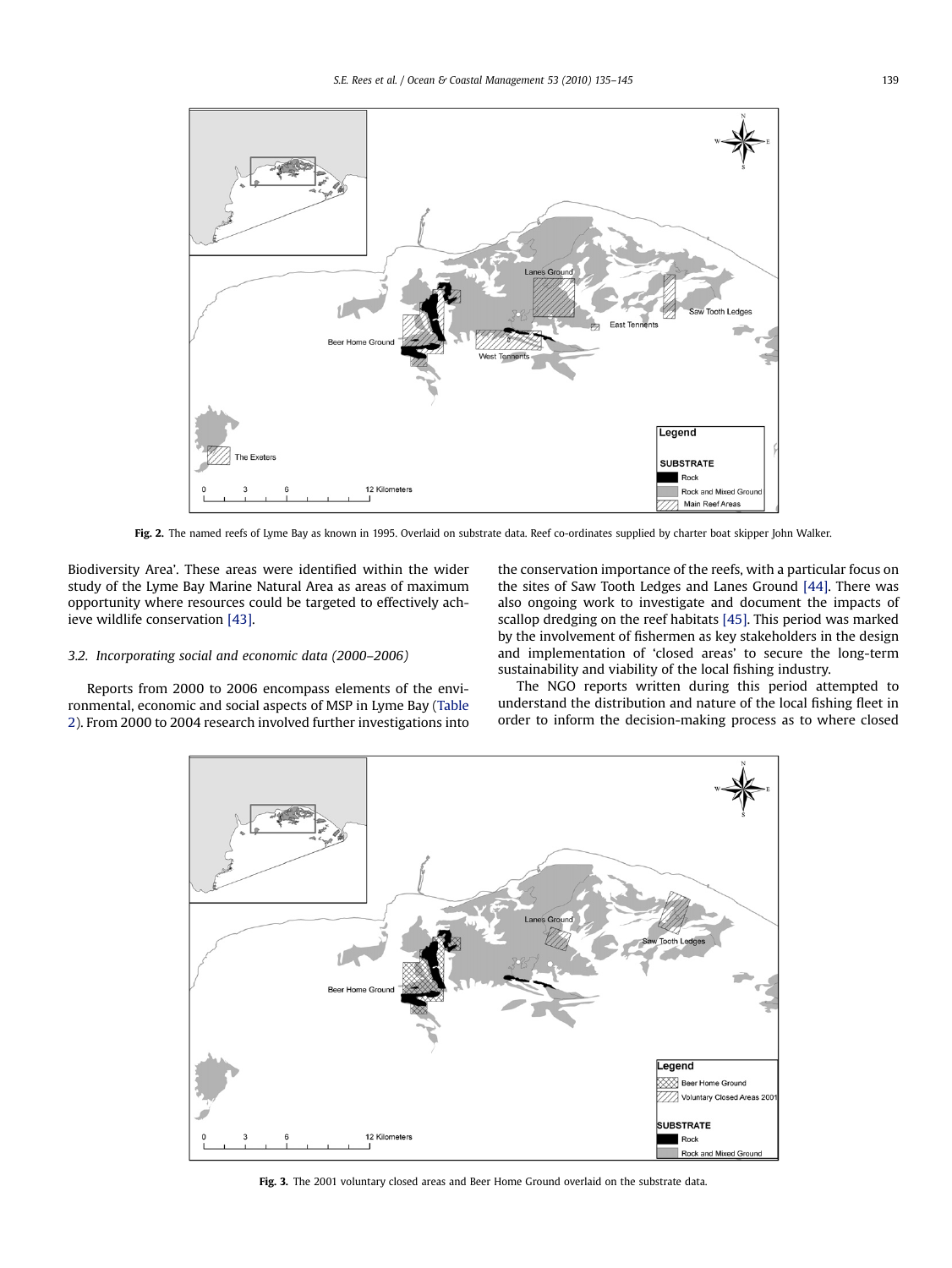Fig. 2. The named reefs of Lyme Bay as known in 1995. Overlaid on substrate data. Reef co-ordinates supplied by charter boat skipper John Walker.

Biodiversity Area'. These areas were identified within the wider study of the Lyme Bay Marine Natural Area as areas of maximum opportunity where resources could be targeted to effectively achieve wildlife conservation [43].

### 3.2. Incorporating social and economic data (2000–2006)

Reports from 2000 to 2006 encompass elements of the environmental, economic and social aspects of MSP in Lyme Bay (Table 2). From 2000 to 2004 research involved further investigations into the conservation importance of the reefs, with a particular focus on the sites of Saw Tooth Ledges and Lanes Ground [44]. There was also ongoing work to investigate and document the impacts of scallop dredging on the reef habitats [45]. This period was marked by the involvement of fishermen as key stakeholders in the design and implementation of 'closed areas' to secure the long-term sustainability and viability of the local fishing industry.

The NGO reports written during this period attempted to understand the distribution and nature of the local fishing fleet in order to inform the decision-making process as to where closed

Fig. 3. The 2001 voluntary closed areas and Beer Home Ground overlaid on the substrate data.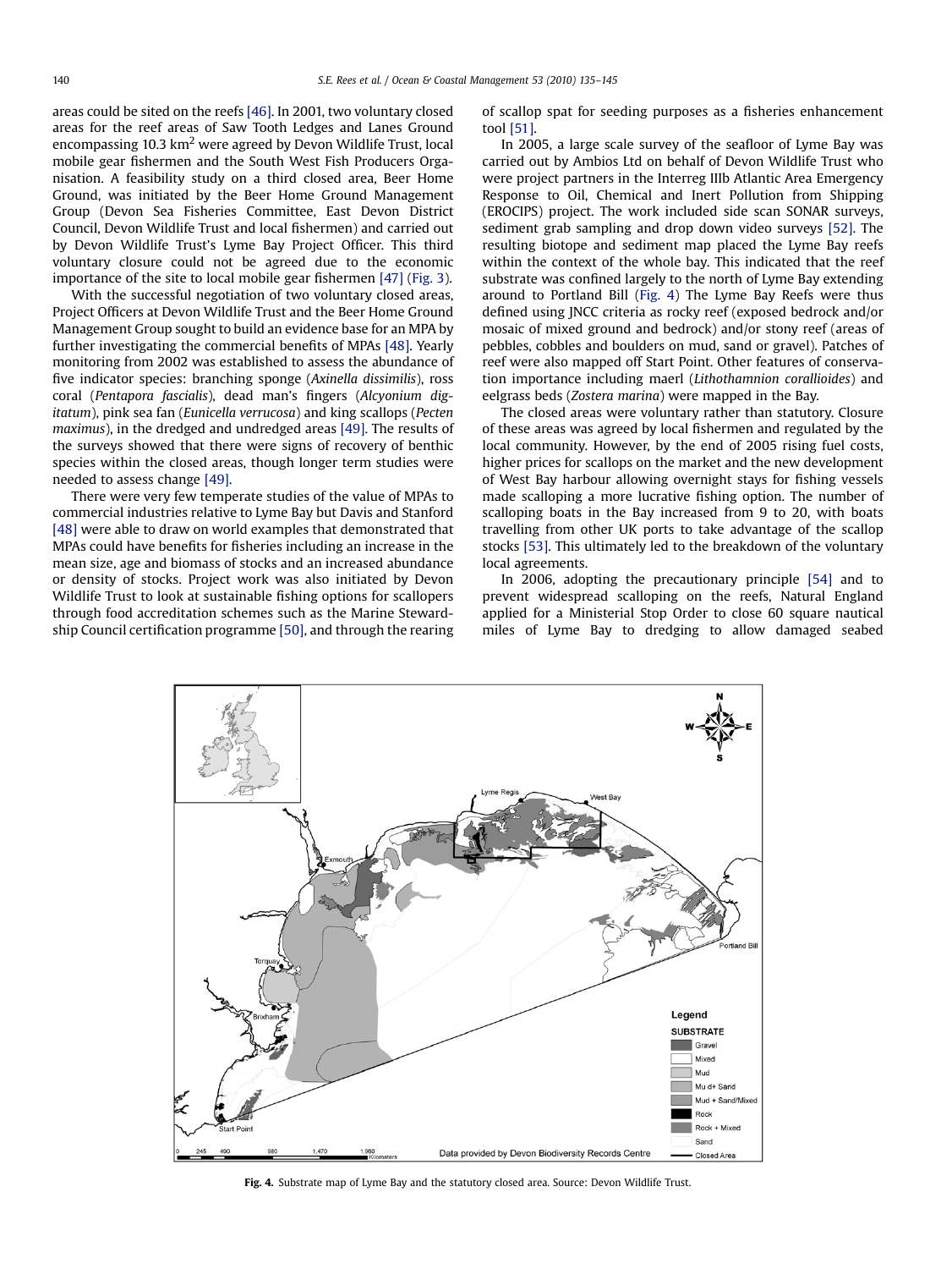areas could be sited on the reefs [46]. In 2001, two voluntary closed areas for the reef areas of Saw Tooth Ledges and Lanes Ground encompassing 10.3 km$^2$ were agreed by Devon Wildlife Trust, local mobile gear fishermen and the South West Fish Producers Organisation. A feasibility study on a third closed area, Beer Home Ground, was initiated by the Beer Home Ground Management Group (Devon Sea Fisheries Committee, East Devon District Council, Devon Wildlife Trust and local fishermen) and carried out by Devon Wildlife Trust's Lyme Bay Project Officer. This third voluntary closure could not be agreed due to the economic importance of the site to local mobile gear fishermen [47] (Fig. 3).

With the successful negotiation of two voluntary closed areas, Project Officers at Devon Wildlife Trust and the Beer Home Ground Management Group sought to build an evidence base for an MPA by further investigating the commercial benefits of MPAs [48]. Yearly monitoring from 2002 was established to assess the abundance of five indicator species: branching sponge (*Axinella dissimilis*), ross coral (*Pentapora fascialis*), dead man's fingers (*Alcyonium digitatum*), pink sea fan (*Eunicella verrucosa*) and king scallops (*Pecten maximus*), in the dredged and undredged areas [49]. The results of the surveys showed that there were signs of recovery of benthic species within the closed areas, though longer term studies were needed to assess change [49].

There were very few temperate studies of the value of MPAs to commercial industries relative to Lyme Bay but Davis and Stanford [48] were able to draw on world examples that demonstrated that MPAs could have benefits for fisheries including an increase in the mean size, age and biomass of stocks and an increased abundance or density of stocks. Project work was also initiated by Devon Wildlife Trust to look at sustainable fishing options for scallopers through food accreditation schemes such as the Marine Stewardship Council certification programme [50], and through the rearing of scallop spat for seeding purposes as a fisheries enhancement tool [51].

In 2005, a large scale survey of the seafloor of Lyme Bay was carried out by Ambios Ltd on behalf of Devon Wildlife Trust who were project partners in the Interreg IIIb Atlantic Area Emergency Response to Oil, Chemical and Inert Pollution from Shipping (EROCIPS) project. The work included side scan SONAR surveys, sediment grab sampling and drop down video surveys [52]. The resulting biotope and sediment map placed the Lyme Bay reefs within the context of the whole bay. This indicated that the reef substrate was confined largely to the north of Lyme Bay extending around to Portland Bill (Fig. 4) The Lyme Bay Reefs were thus defined using JNCC criteria as rocky reef (exposed bedrock and/or mosaic of mixed ground and bedrock) and/or stony reef (areas of pebbles, cobbles and boulders on mud, sand or gravel). Patches of reef were also mapped off Start Point. Other features of conservation importance including maerl (*Lithothamnion corallioides*) and eelgrass beds (*Zostera marina*) were mapped in the Bay.

The closed areas were voluntary rather than statutory. Closure of these areas was agreed by local fishermen and regulated by the local community. However, by the end of 2005 rising fuel costs, higher prices for scallops on the market and the new development of West Bay harbour allowing overnight stays for fishing vessels made scalloping a more lucrative fishing option. The number of scalloping boats in the Bay increased from 9 to 20, with boats travelling from other UK ports to take advantage of the scallop stocks [53]. This ultimately led to the breakdown of the voluntary local agreements.

In 2006, adopting the precautionary principle [54] and to prevent widespread scalloping on the reefs, Natural England applied for a Ministerial Stop Order to close 60 square nautical miles of Lyme Bay to dredging to allow damaged seabed

**Fig. 4.** Substrate map of Lyme Bay and the statutory closed area. Source: Devon Wildlife Trust.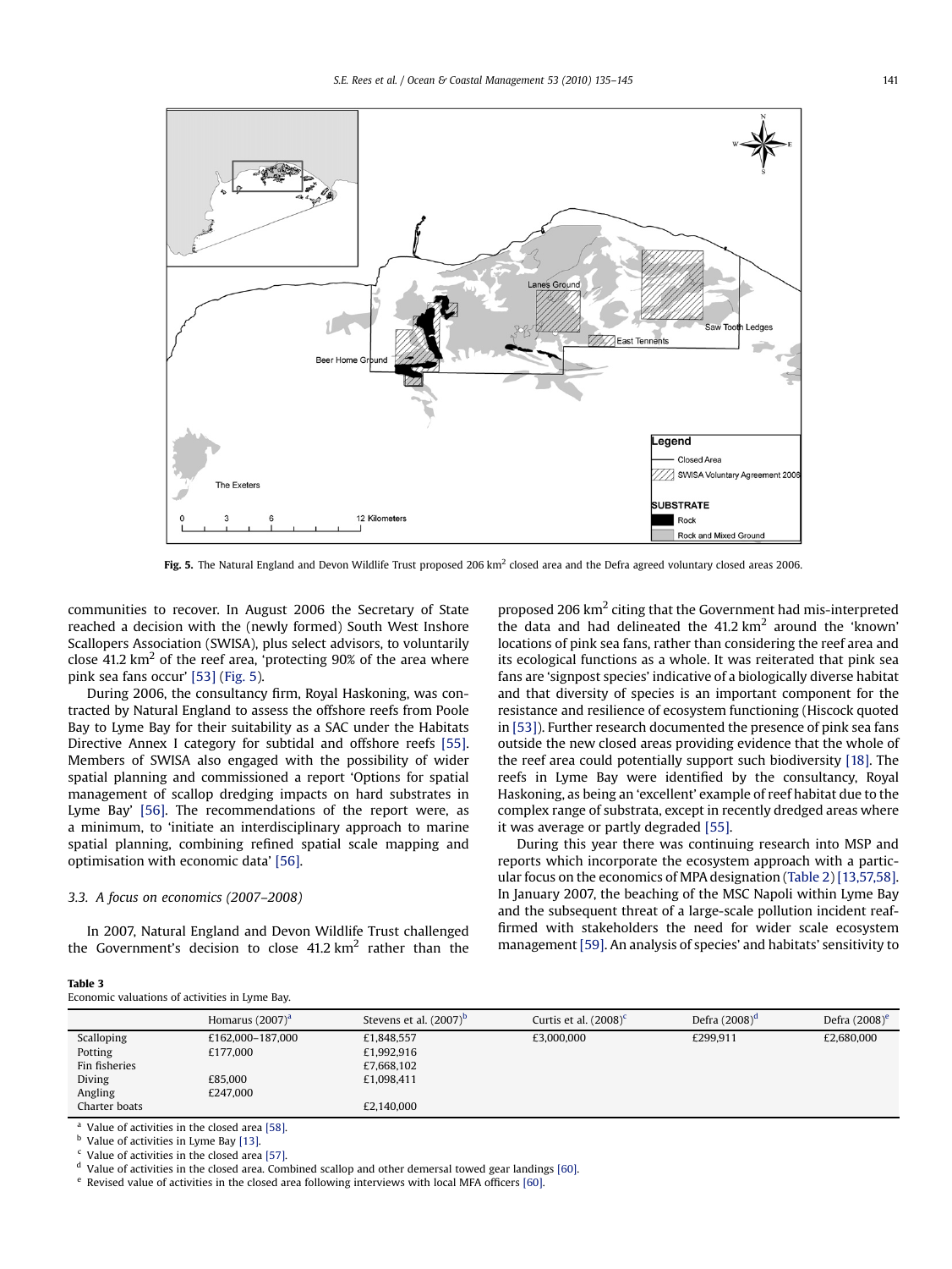**Fig. 5.** The Natural England and Devon Wildlife Trust proposed 206 km$^2$ closed area and the Defra agreed voluntary closed areas 2006.

communities to recover. In August 2006 the Secretary of State reached a decision with the (newly formed) South West Inshore Scallopers Association (SWISA), plus select advisors, to voluntarily close 41.2 km$^2$ of the reef area, 'protecting 90% of the area where pink sea fans occur' [53] (Fig. 5).

During 2006, the consultancy firm, Royal Haskoning, was contracted by Natural England to assess the offshore reefs from Poole Bay to Lyme Bay for their suitability as a SAC under the Habitats Directive Annex I category for subtidal and offshore reefs [55]. Members of SWISA also engaged with the possibility of wider spatial planning and commissioned a report 'Options for spatial management of scallop dredging impacts on hard substrates in Lyme Bay' [56]. The recommendations of the report were, as a minimum, to 'initiate an interdisciplinary approach to marine spatial planning, combining refined spatial scale mapping and optimisation with economic data' [56].

### 3.3. A focus on economics (2007–2008)

In 2007, Natural England and Devon Wildlife Trust challenged the Government's decision to close 41.2 km$^2$ rather than the proposed 206 km$^2$ citing that the Government had mis-interpreted the data and had delineated the 41.2 km$^2$ around the 'known' locations of pink sea fans, rather than considering the reef area and its ecological functions as a whole. It was reiterated that pink sea fans are 'signpost species' indicative of a biologically diverse habitat and that diversity of species is an important component for the resistance and resilience of ecosystem functioning (Hiscock quoted in [53]). Further research documented the presence of pink sea fans outside the new closed areas providing evidence that the whole of the reef area could potentially support such biodiversity [18]. The reefs in Lyme Bay were identified by the consultancy, Royal Haskoning, as being an 'excellent' example of reef habitat due to the complex range of substrata, except in recently dredged areas where it was average or partly degraded [55].

During this year there was continuing research into MSP and reports which incorporate the ecosystem approach with a particular focus on the economics of MPA designation (Table 2) [13,57,58]. In January 2007, the beaching of the MSC Napoli within Lyme Bay and the subsequent threat of a large-scale pollution incident reaffirmed with stakeholders the need for wider scale ecosystem management [59]. An analysis of species' and habitats' sensitivity to

**Table 3**
Economic valuations of activities in Lyme Bay.

| | Homarus (2007)[a] | Stevens et al. (2007)[b] | Curtis et al. (2008)[c] | Defra (2008)[d] | Defra (2008)[e] |
|---|---|---|---|---|---|
| Scalloping | £162,000–187,000 | £1,848,557 | £3,000,000 | £299,911 | £2,680,000 |
| Potting | £177,000 | £1,992,916 | | | |
| Fin fisheries | | £7,668,102 | | | |
| Diving | £85,000 | £1,098,411 | | | |
| Angling | £247,000 | | | | |
| Charter boats | | £2,140,000 | | | |

[a] Value of activities in the closed area [58].
[b] Value of activities in Lyme Bay [13].
[c] Value of activities in the closed area [57].
[d] Value of activities in the closed area. Combined scallop and other demersal towed gear landings [60].
[e] Revised value of activities in the closed area following interviews with local MFA officers [60].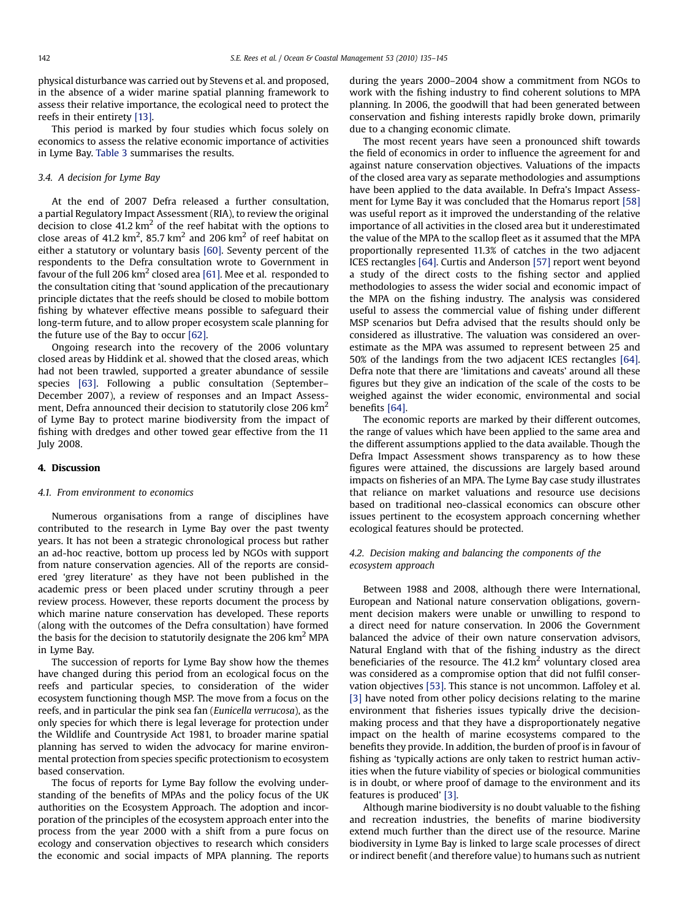physical disturbance was carried out by Stevens et al. and proposed, in the absence of a wider marine spatial planning framework to assess their relative importance, the ecological need to protect the reefs in their entirety [13].

This period is marked by four studies which focus solely on economics to assess the relative economic importance of activities in Lyme Bay. Table 3 summarises the results.

### 3.4. A decision for Lyme Bay

At the end of 2007 Defra released a further consultation, a partial Regulatory Impact Assessment (RIA), to review the original decision to close 41.2 km$^2$ of the reef habitat with the options to close areas of 41.2 km$^2$, 85.7 km$^2$ and 206 km$^2$ of reef habitat on either a statutory or voluntary basis [60]. Seventy percent of the respondents to the Defra consultation wrote to Government in favour of the full 206 km$^2$ closed area [61]. Mee et al. responded to the consultation citing that 'sound application of the precautionary principle dictates that the reefs should be closed to mobile bottom fishing by whatever effective means possible to safeguard their long-term future, and to allow proper ecosystem scale planning for the future use of the Bay to occur [62].

Ongoing research into the recovery of the 2006 voluntary closed areas by Hiddink et al. showed that the closed areas, which had not been trawled, supported a greater abundance of sessile species [63]. Following a public consultation (September–December 2007), a review of responses and an Impact Assessment, Defra announced their decision to statutorily close 206 km$^2$ of Lyme Bay to protect marine biodiversity from the impact of fishing with dredges and other towed gear effective from the 11 July 2008.

## 4. Discussion

### 4.1. From environment to economics

Numerous organisations from a range of disciplines have contributed to the research in Lyme Bay over the past twenty years. It has not been a strategic chronological process but rather an ad-hoc reactive, bottom up process led by NGOs with support from nature conservation agencies. All of the reports are considered 'grey literature' as they have not been published in the academic press or been placed under scrutiny through a peer review process. However, these reports document the process by which marine nature conservation has developed. These reports (along with the outcomes of the Defra consultation) have formed the basis for the decision to statutorily designate the 206 km$^2$ MPA in Lyme Bay.

The succession of reports for Lyme Bay show how the themes have changed during this period from an ecological focus on the reefs and particular species, to consideration of the wider ecosystem functioning though MSP. The move from a focus on the reefs, and in particular the pink sea fan (*Eunicella verrucosa*), as the only species for which there is legal leverage for protection under the Wildlife and Countryside Act 1981, to broader marine spatial planning has served to widen the advocacy for marine environmental protection from species specific protectionism to ecosystem based conservation.

The focus of reports for Lyme Bay follow the evolving understanding of the benefits of MPAs and the policy focus of the UK authorities on the Ecosystem Approach. The adoption and incorporation of the principles of the ecosystem approach enter into the process from the year 2000 with a shift from a pure focus on ecology and conservation objectives to research which considers the economic and social impacts of MPA planning. The reports during the years 2000–2004 show a commitment from NGOs to work with the fishing industry to find coherent solutions to MPA planning. In 2006, the goodwill that had been generated between conservation and fishing interests rapidly broke down, primarily due to a changing economic climate.

The most recent years have seen a pronounced shift towards the field of economics in order to influence the agreement for and against nature conservation objectives. Valuations of the impacts of the closed area vary as separate methodologies and assumptions have been applied to the data available. In Defra's Impact Assessment for Lyme Bay it was concluded that the Homarus report [58] was useful report as it improved the understanding of the relative importance of all activities in the closed area but it underestimated the value of the MPA to the scallop fleet as it assumed that the MPA proportionally represented 11.3% of catches in the two adjacent ICES rectangles [64]. Curtis and Anderson [57] report went beyond a study of the direct costs to the fishing sector and applied methodologies to assess the wider social and economic impact of the MPA on the fishing industry. The analysis was considered useful to assess the commercial value of fishing under different MSP scenarios but Defra advised that the results should only be considered as illustrative. The valuation was considered an overestimate as the MPA was assumed to represent between 25 and 50% of the landings from the two adjacent ICES rectangles [64]. Defra note that there are 'limitations and caveats' around all these figures but they give an indication of the scale of the costs to be weighed against the wider economic, environmental and social benefits [64].

The economic reports are marked by their different outcomes, the range of values which have been applied to the same area and the different assumptions applied to the data available. Though the Defra Impact Assessment shows transparency as to how these figures were attained, the discussions are largely based around impacts on fisheries of an MPA. The Lyme Bay case study illustrates that reliance on market valuations and resource use decisions based on traditional neo-classical economics can obscure other issues pertinent to the ecosystem approach concerning whether ecological features should be protected.

### 4.2. Decision making and balancing the components of the ecosystem approach

Between 1988 and 2008, although there were International, European and National nature conservation obligations, government decision makers were unable or unwilling to respond to a direct need for nature conservation. In 2006 the Government balanced the advice of their own nature conservation advisors, Natural England with that of the fishing industry as the direct beneficiaries of the resource. The 41.2 km$^2$ voluntary closed area was considered as a compromise option that did not fulfil conservation objectives [53]. This stance is not uncommon. Laffoley et al. [3] have noted from other policy decisions relating to the marine environment that fisheries issues typically drive the decision-making process and that they have a disproportionately negative impact on the health of marine ecosystems compared to the benefits they provide. In addition, the burden of proof is in favour of fishing as 'typically actions are only taken to restrict human activities when the future viability of species or biological communities is in doubt, or where proof of damage to the environment and its features is produced' [3].

Although marine biodiversity is no doubt valuable to the fishing and recreation industries, the benefits of marine biodiversity extend much further than the direct use of the resource. Marine biodiversity in Lyme Bay is linked to large scale processes of direct or indirect benefit (and therefore value) to humans such as nutrient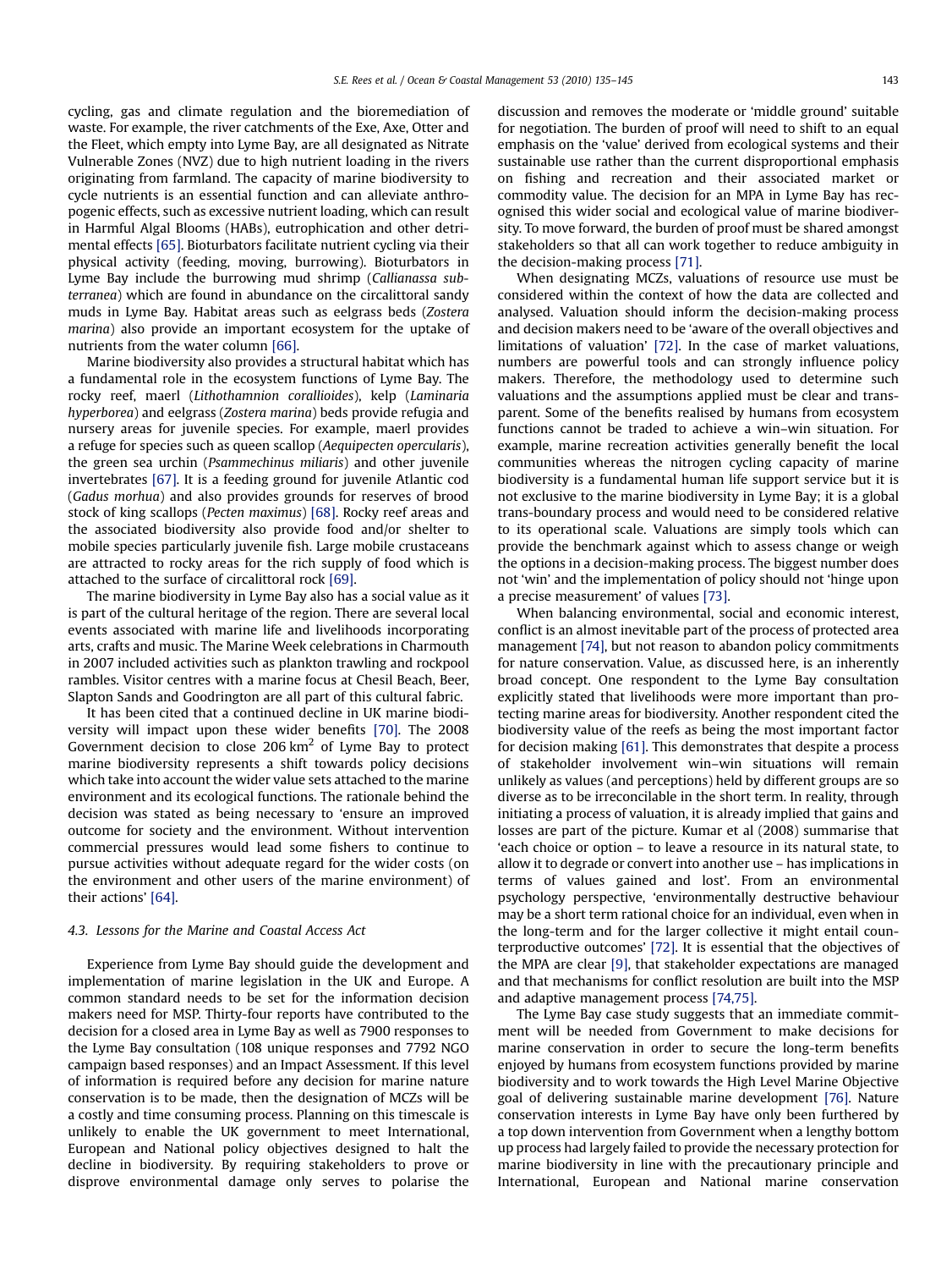cycling, gas and climate regulation and the bioremediation of waste. For example, the river catchments of the Exe, Axe, Otter and the Fleet, which empty into Lyme Bay, are all designated as Nitrate Vulnerable Zones (NVZ) due to high nutrient loading in the rivers originating from farmland. The capacity of marine biodiversity to cycle nutrients is an essential function and can alleviate anthropogenic effects, such as excessive nutrient loading, which can result in Harmful Algal Blooms (HABs), eutrophication and other detrimental effects [65]. Bioturbators facilitate nutrient cycling via their physical activity (feeding, moving, burrowing). Bioturbators in Lyme Bay include the burrowing mud shrimp (*Callianassa subterranea*) which are found in abundance on the circalittoral sandy muds in Lyme Bay. Habitat areas such as eelgrass beds (*Zostera marina*) also provide an important ecosystem for the uptake of nutrients from the water column [66].

Marine biodiversity also provides a structural habitat which has a fundamental role in the ecosystem functions of Lyme Bay. The rocky reef, maerl (*Lithothamnion corallioides*), kelp (*Laminaria hyperborea*) and eelgrass (*Zostera marina*) beds provide refugia and nursery areas for juvenile species. For example, maerl provides a refuge for species such as queen scallop (*Aequipecten opercularis*), the green sea urchin (*Psammechinus miliaris*) and other juvenile invertebrates [67]. It is a feeding ground for juvenile Atlantic cod (*Gadus morhua*) and also provides grounds for reserves of brood stock of king scallops (*Pecten maximus*) [68]. Rocky reef areas and the associated biodiversity also provide food and/or shelter to mobile species particularly juvenile fish. Large mobile crustaceans are attracted to rocky areas for the rich supply of food which is attached to the surface of circalittoral rock [69].

The marine biodiversity in Lyme Bay also has a social value as it is part of the cultural heritage of the region. There are several local events associated with marine life and livelihoods incorporating arts, crafts and music. The Marine Week celebrations in Charmouth in 2007 included activities such as plankton trawling and rockpool rambles. Visitor centres with a marine focus at Chesil Beach, Beer, Slapton Sands and Goodrington are all part of this cultural fabric.

It has been cited that a continued decline in UK marine biodiversity will impact upon these wider benefits [70]. The 2008 Government decision to close 206 km$^2$ of Lyme Bay to protect marine biodiversity represents a shift towards policy decisions which take into account the wider value sets attached to the marine environment and its ecological functions. The rationale behind the decision was stated as being necessary to 'ensure an improved outcome for society and the environment. Without intervention commercial pressures would lead some fishers to continue to pursue activities without adequate regard for the wider costs (on the environment and other users of the marine environment) of their actions' [64].

### 4.3. Lessons for the Marine and Coastal Access Act

Experience from Lyme Bay should guide the development and implementation of marine legislation in the UK and Europe. A common standard needs to be set for the information decision makers need for MSP. Thirty-four reports have contributed to the decision for a closed area in Lyme Bay as well as 7900 responses to the Lyme Bay consultation (108 unique responses and 7792 NGO campaign based responses) and an Impact Assessment. If this level of information is required before any decision for marine nature conservation is to be made, then the designation of MCZs will be a costly and time consuming process. Planning on this timescale is unlikely to enable the UK government to meet International, European and National policy objectives designed to halt the decline in biodiversity. By requiring stakeholders to prove or disprove environmental damage only serves to polarise the discussion and removes the moderate or 'middle ground' suitable for negotiation. The burden of proof will need to shift to an equal emphasis on the 'value' derived from ecological systems and their sustainable use rather than the current disproportional emphasis on fishing and recreation and their associated market or commodity value. The decision for an MPA in Lyme Bay has recognised this wider social and ecological value of marine biodiversity. To move forward, the burden of proof must be shared amongst stakeholders so that all can work together to reduce ambiguity in the decision-making process [71].

When designating MCZs, valuations of resource use must be considered within the context of how the data are collected and analysed. Valuation should inform the decision-making process and decision makers need to be 'aware of the overall objectives and limitations of valuation' [72]. In the case of market valuations, numbers are powerful tools and can strongly influence policy makers. Therefore, the methodology used to determine such valuations and the assumptions applied must be clear and transparent. Some of the benefits realised by humans from ecosystem functions cannot be traded to achieve a win–win situation. For example, marine recreation activities generally benefit the local communities whereas the nitrogen cycling capacity of marine biodiversity is a fundamental human life support service but it is not exclusive to the marine biodiversity in Lyme Bay; it is a global trans-boundary process and would need to be considered relative to its operational scale. Valuations are simply tools which can provide the benchmark against which to assess change or weigh the options in a decision-making process. The biggest number does not 'win' and the implementation of policy should not 'hinge upon a precise measurement' of values [73].

When balancing environmental, social and economic interest, conflict is an almost inevitable part of the process of protected area management [74], but not reason to abandon policy commitments for nature conservation. Value, as discussed here, is an inherently broad concept. One respondent to the Lyme Bay consultation explicitly stated that livelihoods were more important than protecting marine areas for biodiversity. Another respondent cited the biodiversity value of the reefs as being the most important factor for decision making [61]. This demonstrates that despite a process of stakeholder involvement win–win situations will remain unlikely as values (and perceptions) held by different groups are so diverse as to be irreconcilable in the short term. In reality, through initiating a process of valuation, it is already implied that gains and losses are part of the picture. Kumar et al (2008) summarise that 'each choice or option – to leave a resource in its natural state, to allow it to degrade or convert into another use – has implications in terms of values gained and lost'. From an environmental psychology perspective, 'environmentally destructive behaviour may be a short term rational choice for an individual, even when in the long-term and for the larger collective it might entail counterproductive outcomes' [72]. It is essential that the objectives of the MPA are clear [9], that stakeholder expectations are managed and that mechanisms for conflict resolution are built into the MSP and adaptive management process [74,75].

The Lyme Bay case study suggests that an immediate commitment will be needed from Government to make decisions for marine conservation in order to secure the long-term benefits enjoyed by humans from ecosystem functions provided by marine biodiversity and to work towards the High Level Marine Objective goal of delivering sustainable marine development [76]. Nature conservation interests in Lyme Bay have only been furthered by a top down intervention from Government when a lengthy bottom up process had largely failed to provide the necessary protection for marine biodiversity in line with the precautionary principle and International, European and National marine conservation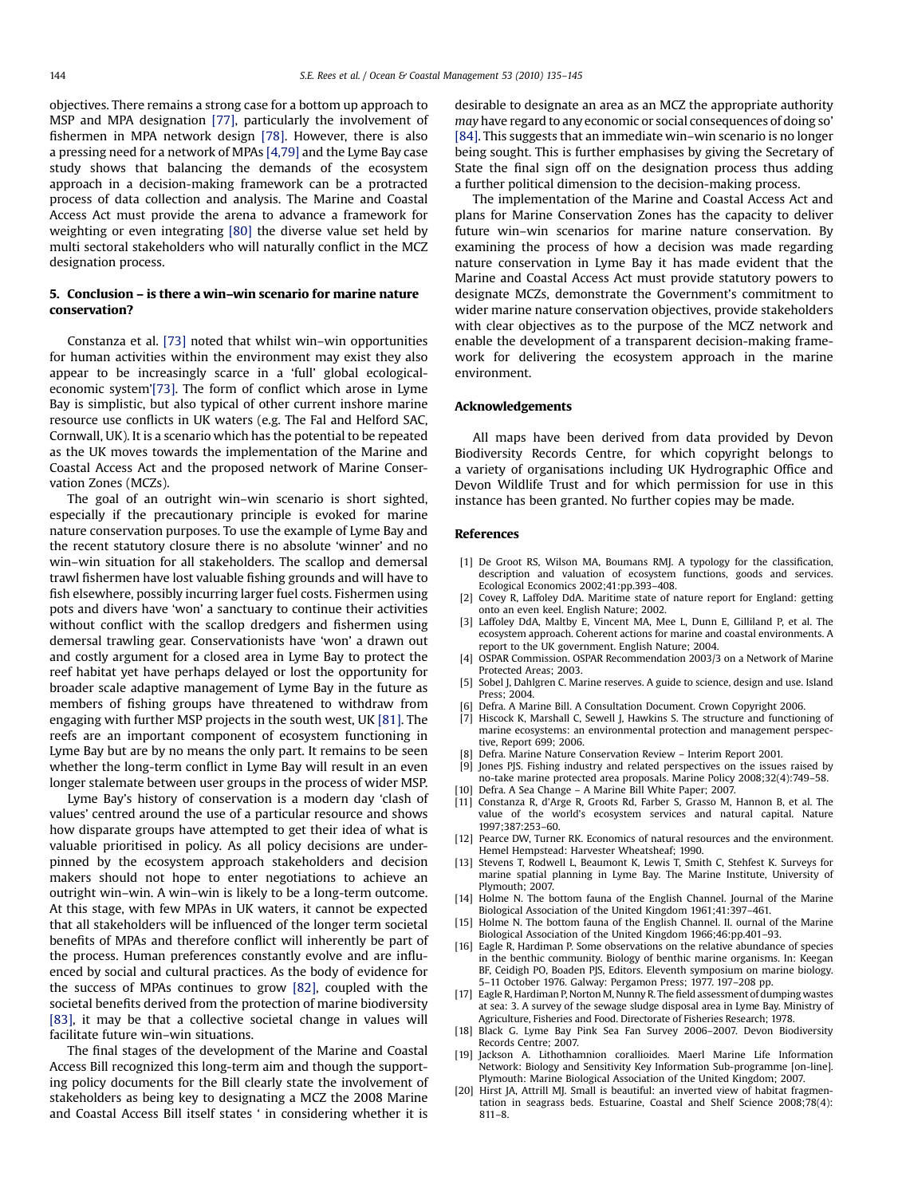objectives. There remains a strong case for a bottom up approach to MSP and MPA designation [77], particularly the involvement of fishermen in MPA network design [78]. However, there is also a pressing need for a network of MPAs [4,79] and the Lyme Bay case study shows that balancing the demands of the ecosystem approach in a decision-making framework can be a protracted process of data collection and analysis. The Marine and Coastal Access Act must provide the arena to advance a framework for weighting or even integrating [80] the diverse value set held by multi sectoral stakeholders who will naturally conflict in the MCZ designation process.

## 5. Conclusion – is there a win–win scenario for marine nature conservation?

Constanza et al. [73] noted that whilst win–win opportunities for human activities within the environment may exist they also appear to be increasingly scarce in a 'full' global ecological-economic system'[73]. The form of conflict which arose in Lyme Bay is simplistic, but also typical of other current inshore marine resource use conflicts in UK waters (e.g. The Fal and Helford SAC, Cornwall, UK). It is a scenario which has the potential to be repeated as the UK moves towards the implementation of the Marine and Coastal Access Act and the proposed network of Marine Conservation Zones (MCZs).

The goal of an outright win–win scenario is short sighted, especially if the precautionary principle is evoked for marine nature conservation purposes. To use the example of Lyme Bay and the recent statutory closure there is no absolute 'winner' and no win–win situation for all stakeholders. The scallop and demersal trawl fishermen have lost valuable fishing grounds and will have to fish elsewhere, possibly incurring larger fuel costs. Fishermen using pots and divers have 'won' a sanctuary to continue their activities without conflict with the scallop dredgers and fishermen using demersal trawling gear. Conservationists have 'won' a drawn out and costly argument for a closed area in Lyme Bay to protect the reef habitat yet have perhaps delayed or lost the opportunity for broader scale adaptive management of Lyme Bay in the future as members of fishing groups have threatened to withdraw from engaging with further MSP projects in the south west, UK [81]. The reefs are an important component of ecosystem functioning in Lyme Bay but are by no means the only part. It remains to be seen whether the long-term conflict in Lyme Bay will result in an even longer stalemate between user groups in the process of wider MSP.

Lyme Bay's history of conservation is a modern day 'clash of values' centred around the use of a particular resource and shows how disparate groups have attempted to get their idea of what is valuable prioritised in policy. As all policy decisions are underpinned by the ecosystem approach stakeholders and decision makers should not hope to enter negotiations to achieve an outright win–win. A win–win is likely to be a long-term outcome. At this stage, with few MPAs in UK waters, it cannot be expected that all stakeholders will be influenced of the longer term societal benefits of MPAs and therefore conflict will inherently be part of the process. Human preferences constantly evolve and are influenced by social and cultural practices. As the body of evidence for the success of MPAs continues to grow [82], coupled with the societal benefits derived from the protection of marine biodiversity [83], it may be that a collective societal change in values will facilitate future win–win situations.

The final stages of the development of the Marine and Coastal Access Bill recognized this long-term aim and though the supporting policy documents for the Bill clearly state the involvement of stakeholders as being key to designating a MCZ the 2008 Marine and Coastal Access Bill itself states ' in considering whether it is desirable to designate an area as an MCZ the appropriate authority *may* have regard to any economic or social consequences of doing so' [84]. This suggests that an immediate win–win scenario is no longer being sought. This is further emphasises by giving the Secretary of State the final sign off on the designation process thus adding a further political dimension to the decision-making process.

The implementation of the Marine and Coastal Access Act and plans for Marine Conservation Zones has the capacity to deliver future win–win scenarios for marine nature conservation. By examining the process of how a decision was made regarding nature conservation in Lyme Bay it has made evident that the Marine and Coastal Access Act must provide statutory powers to designate MCZs, demonstrate the Government's commitment to wider marine nature conservation objectives, provide stakeholders with clear objectives as to the purpose of the MCZ network and enable the development of a transparent decision-making framework for delivering the ecosystem approach in the marine environment.

## Acknowledgements

All maps have been derived from data provided by Devon Biodiversity Records Centre, for which copyright belongs to a variety of organisations including UK Hydrographic Office and Devon Wildlife Trust and for which permission for use in this instance has been granted. No further copies may be made.

## References

[1] De Groot RS, Wilson MA, Boumans RMJ. A typology for the classification, description and valuation of ecosystem functions, goods and services. Ecological Economics 2002;41:pp.393–408.

[2] Covey R, Laffoley DdA. Maritime state of nature report for England: getting onto an even keel. English Nature; 2002.

[3] Laffoley DdA, Maltby E, Vincent MA, Mee L, Dunn E, Gilliland P, et al. The ecosystem approach. Coherent actions for marine and coastal environments. A report to the UK government. English Nature; 2004.

[4] OSPAR Commission. OSPAR Recommendation 2003/3 on a Network of Marine Protected Areas; 2003.

[5] Sobel J, Dahlgren C. Marine reserves. A guide to science, design and use. Island Press; 2004.

[6] Defra. A Marine Bill. A Consultation Document. Crown Copyright 2006.

[7] Hiscock K, Marshall C, Sewell J, Hawkins S. The structure and functioning of marine ecosystems: an environmental protection and management perspective, Report 699; 2006.

[8] Defra. Marine Nature Conservation Review – Interim Report 2001.

[9] Jones PJS. Fishing industry and related perspectives on the issues raised by no-take marine protected area proposals. Marine Policy 2008;32(4):749–58.

[10] Defra. A Sea Change – A Marine Bill White Paper; 2007.

[11] Constanza R, d'Arge R, Groots Rd, Farber S, Grasso M, Hannon B, et al. The value of the world's ecosystem services and natural capital. Nature 1997;387:253–60.

[12] Pearce DW, Turner RK. Economics of natural resources and the environment. Hemel Hempstead: Harvester Wheatsheaf; 1990.

[13] Stevens T, Rodwell L, Beaumont K, Lewis T, Smith C, Stehfest K. Surveys for marine spatial planning in Lyme Bay. The Marine Institute, University of Plymouth; 2007.

[14] Holme N. The bottom fauna of the English Channel. Journal of the Marine Biological Association of the United Kingdom 1961;41:397–461.

[15] Holme N. The bottom fauna of the English Channel. II. ournal of the Marine Biological Association of the United Kingdom 1966;46:pp.401–93.

[16] Eagle R, Hardiman P. Some observations on the relative abundance of species in the benthic community. Biology of benthic marine organisms. In: Keegan BF, Ceidigh PO, Boaden PJS, Editors. Eleventh symposium on marine biology. 5–11 October 1976. Galway: Pergamon Press; 1977. 197–208 pp.

[17] Eagle R, Hardiman P, Norton M, Nunny R. The field assessment of dumping wastes at sea: 3. A survey of the sewage sludge disposal area in Lyme Bay. Ministry of Agriculture, Fisheries and Food. Directorate of Fisheries Research; 1978.

[18] Black G. Lyme Bay Pink Sea Fan Survey 2006–2007. Devon Biodiversity Records Centre; 2007.

[19] Jackson A. Lithothamnion corallioides. Maerl Marine Life Information Network: Biology and Sensitivity Key Information Sub-programme [on-line]. Plymouth: Marine Biological Association of the United Kingdom; 2007.

[20] Hirst JA, Attrill MJ. Small is beautiful: an inverted view of habitat fragmentation in seagrass beds. Estuarine, Coastal and Shelf Science 2008;78(4): 811–8.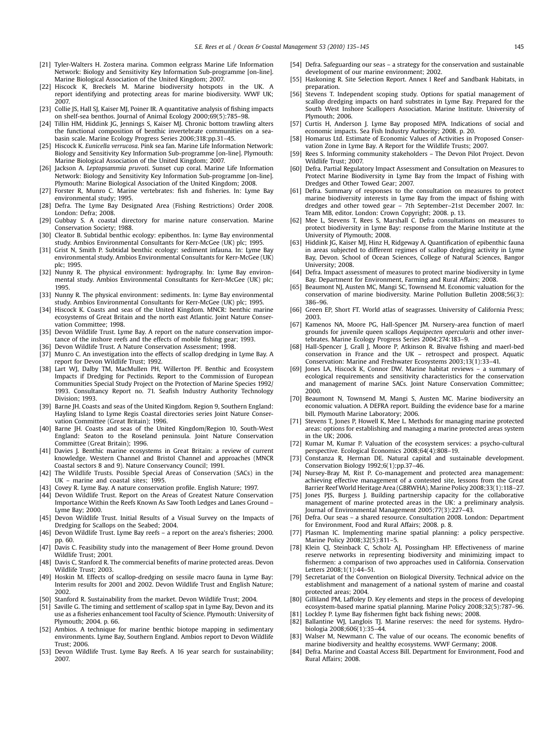[21] Tyler-Walters H. Zostera marina. Common eelgrass Marine Life Information Network: Biology and Sensitivity Key Information Sub-programme [on-line]. Marine Biological Association of the United Kingdom; 2007.

[22] Hiscock K, Breckels M. Marine biodiversity hotspots in the UK. A report identifying and protecting areas for marine biodiversity. WWF UK; 2007.

[23] Collie JS, Hall SJ, Kaiser MJ, Poiner IR. A quantitative analysis of fishing impacts on shelf-sea benthos. Journal of Animal Ecology 2000;69(5):785–98.

[24] Tillin HM, Hiddink JG, Jennings S, Kaiser MJ. Chronic bottom trawling alters the functional composition of benthic invertebrate communities on a sea-basin scale. Marine Ecology Progress Series 2006;318:pp.31–45.

[25] Hiscock K. *Eunicella verrucosa*. Pink sea fan. Marine Life Information Network: Biology and Sensitivity Key Information Sub-programme [on-line]. Plymouth: Marine Biological Association of the United Kingdom; 2007.

[26] Jackson A. *Leptopsammia pruvoti*. Sunset cup coral. Marine Life Information Network: Biology and Sensitivity Key Information Sub-programme [on-line]. Plymouth: Marine Biological Association of the United Kingdom; 2008.

[27] Forster R, Munro C. Marine vertebrates: fish and fisheries. In: Lyme Bay environmental study; 1995.

[28] Defra. The Lyme Bay Designated Area (Fishing Restrictions) Order 2008. London: Defra; 2008.

[29] Gubbay S. A coastal directory for marine nature conservation. Marine Conservation Society; 1988.

[30] Cleator B. Subtidal benthic ecology: epibenthos. In: Lyme Bay environmental study. Ambios Environmental Consultants for Kerr-McGee (UK) plc; 1995.

[31] Grist N, Smith P. Subtidal benthic ecology: sediment infauna. In: Lyme Bay environmental study. Ambios Environmental Consultants for Kerr-McGee (UK) plc; 1995.

[32] Nunny R. The physical environment: hydrography. In: Lyme Bay environmental study. Ambios Environmental Consultants for Kerr-McGee (UK) plc; 1995.

[33] Nunny R. The physical environment: sediments. In: Lyme Bay environmental study. Ambios Environmental Consultants for Kerr-McGee (UK) plc; 1995.

[34] Hiscock K. Coasts and seas of the United Kingdom. MNCR: benthic marine ecosystems of Great Britain and the north east Atlantic. Joint Nature Conservation Committee; 1998.

[35] Devon Wildlife Trust. Lyme Bay. A report on the nature conservation importance of the inshore reefs and the effects of mobile fishing gear; 1993.

[36] Devon Wildlife Trust. A Nature Conservation Assessment; 1998.

[37] Munro C. An investigation into the effects of scallop dredging in Lyme Bay. A report for Devon Wildlife Trust; 1992.

[38] Lart WJ, Dalby TM, MacMullen PH, Willerton PF. Benthic and Ecosystem Impacts if Dredging for Pectinids. Report to the Commission of European Communities Special Study Project on the Protection of Marine Species 1992/1993. Consultancy Report no. 71. Seafish Industry Authority Technology Division; 1993.

[39] Barne JH. Coasts and seas of the United Kingdom. Region 9, Southern England: Hayling Island to Lyme Regis Coastal directories series Joint Nature Conservation Committee (Great Britain); 1996.

[40] Barne JH. Coasts and seas of the United Kingdom/Region 10, South-West England: Seaton to the Roseland peninsula. Joint Nature Conservation Committee (Great Britain); 1996.

[41] Davies J. Benthic marine ecosystems in Great Britain: a review of current knowledge. Western Channel and Bristol Channel and approaches (MNCR Coastal sectors 8 and 9). Nature Conservancy Council; 1991.

[42] The Wildlife Trusts. Possible Special Areas of Conservation (SACs) in the UK – marine and coastal sites; 1995.

[43] Covey R. Lyme Bay. A nature conservation profile. English Nature; 1997.

[44] Devon Wildlife Trust. Report on the Areas of Greatest Nature Conservation Importance Within the Reefs Known As Saw Tooth Ledges and Lanes Ground – Lyme Bay; 2000.

[45] Devon Wildlife Trust. Initial Results of a Visual Survey on the Impacts of Dredging for Scallops on the Seabed; 2004.

[46] Devon Wildlife Trust. Lyme Bay reefs – a report on the area's fisheries; 2000. pp. 60.

[47] Davis C. Feasibility study into the management of Beer Home ground. Devon Wildlife Trust; 2001.

[48] Davis C, Stanford R. The commercial benefits of marine protected areas. Devon Wildlife Trust; 2003.

[49] Hoskin M. Effects of scallop-dredging on sessile macro fauna in Lyme Bay: Interim results for 2001 and 2002. Devon Wildlife Trust and English Nature; 2002.

[50] Stanford R. Sustainability from the market. Devon Wildlife Trust; 2004.

[51] Saville G. The timing and settlement of scallop spat in Lyme Bay, Devon and its use as a fisheries enhancement tool Faculty of Science. Plymouth: University of Plymouth; 2004. p. 66.

[52] Ambios. A technique for marine benthic biotope mapping in sedimentary environments. Lyme Bay, Southern England. Ambios report to Devon Wildlife Trust; 2006.

[53] Devon Wildlife Trust. Lyme Bay Reefs. A 16 year search for sustainability; 2007.

[54] Defra. Safeguarding our seas – a strategy for the conservation and sustainable development of our marine environment; 2002.

[55] Haskoning R. Site Selection Report. Annex I Reef and Sandbank Habitats, in preparation.

[56] Stevens T. Independent scoping study. Options for spatial management of scallop dredging impacts on hard substrates in Lyme Bay. Prepared for the South West Inshore Scallopers Association. Marine Institute. University of Plymouth; 2006.

[57] Curtis H, Anderson J. Lyme Bay proposed MPA. Indications of social and economic impacts. Sea Fish Industry Authority; 2008. p. 20.

[58] Homarus Ltd. Estimate of Economic Values of Activities in Proposed Conservation Zone in Lyme Bay. A Report for the Wildlife Trusts; 2007.

[59] Rees S. Informing community stakeholders – The Devon Pilot Project. Devon Wildlife Trust; 2007.

[60] Defra. Partial Regulatory Impact Assessment and Consultation on Measures to Protect Marine Biodiversity in Lyme Bay from the Impact of Fishing with Dredges and Other Towed Gear; 2007.

[61] Defra. Summary of responses to the consultation on measures to protect marine biodiversity interests in Lyme Bay from the impact of fishing with dredges and other towed gear – 7th September–21st December 2007. In: Team MB, editor. London: Crown Copyright; 2008. p. 13.

[62] Mee L, Stevens T, Rees S, Marshall C. Defra consultations on measures to protect biodiversity in Lyme Bay: response from the Marine Institute at the University of Plymouth; 2008.

[63] Hiddink JG, Kaiser MJ, Hinz H, Ridgeway A. Quantification of epibenthic fauna in areas subjected to different regimes of scallop dredging activity in Lyme Bay, Devon. School of Ocean Sciences, College of Natural Sciences, Bangor University; 2008.

[64] Defra. Impact assessment of measures to protect marine biodiversity in Lyme Bay. Department for Environment, Farming and Rural Affairs; 2008.

[65] Beaumont NJ, Austen MC, Mangi SC, Townsend M. Economic valuation for the conservation of marine biodiversity. Marine Pollution Bulletin 2008;56(3):386–96.

[66] Green EP, Short FT. World atlas of seagrasses. University of California Press; 2003.

[67] Kamenos NA, Moore PG, Hall-Spencer JM. Nursery-area function of maerl grounds for juvenile queen scallops *Aequipecten opercularis* and other invertebrates. Marine Ecology Progress Series 2004;274:183–9.

[68] Hall-Spencer J, Grall J, Moore P, Atkinson R. Bivalve fishing and maerl-bed conservation in France and the UK – retrospect and prospect. Aquatic Conservation: Marine and Freshwater Ecosystems 2003;13(1):33–41.

[69] Jones LA, Hiscock K, Connor DW. Marine habitat reviews – a summary of ecological requirements and sensitivity characteristics for the conservation and management of marine SACs. Joint Nature Conservation Committee; 2000.

[70] Beaumont N, Townsend M, Mangi S, Austen MC. Marine biodiversity an economic valuation. A DEFRA report. Building the evidence base for a marine bill. Plymouth Marine Laboratory; 2006.

[71] Stevens T, Jones P, Howell K, Mee L. Methods for managing marine protected areas: options for establishing and managing a marine protected areas system in the UK; 2006.

[72] Kumar M, Kumar P. Valuation of the ecosystem services: a psycho-cultural perspective. Ecological Economics 2008;64(4):808–19.

[73] Constanza R, Herman DE. Natural capital and sustainable development. Conservation Biology 1992;6(1):pp.37–46.

[74] Nursey-Bray M, Rist P. Co-management and protected area management: achieving effective management of a contested site, lessons from the Great Barrier Reef World Heritage Area (GBRWHA). Marine Policy 2008;33(1):118–27.

[75] Jones PJS, Burgess J. Building partnership capacity for the collaborative management of marine protected areas in the UK: a preliminary analysis. Journal of Environmental Management 2005;77(3):227–43.

[76] Defra. Our seas – a shared resource. Consultation 2008. London: Department for Environment, Food and Rural Affairs; 2008. p. 8.

[77] Plasman IC. Implementing marine spatial planning: a policy perspective. Marine Policy 2008;32(5):811–5.

[78] Klein CJ, Steinback C, Scholz AJ, Possingham HP. Effectiveness of marine reserve networks in representing biodiversity and minimizing impact to fishermen: a comparison of two approaches used in California. Conservation Letters 2008;1(1):44–51.

[79] Secretariat of the Convention on Biological Diversity. Technical advice on the establishment and management of a national system of marine and coastal protected areas; 2004.

[80] Gilliland PM, Laffoley D. Key elements and steps in the process of developing ecosystem-based marine spatial planning. Marine Policy 2008;32(5):787–96.

[81] Lockley P. Lyme Bay fishermen fight back fishing news; 2008.

[82] Ballantine WJ, Langlois TJ. Marine reserves: the need for systems. Hydrobiologia 2008;606(1):35–44.

[83] Walser M, Newmann C. The value of our oceans. The economic benefits of marine biodiversity and healthy ecosystems. WWF Germany; 2008.

[84] Defra. Marine and Coastal Access Bill. Department for Environment, Food and Rural Affairs; 2008.